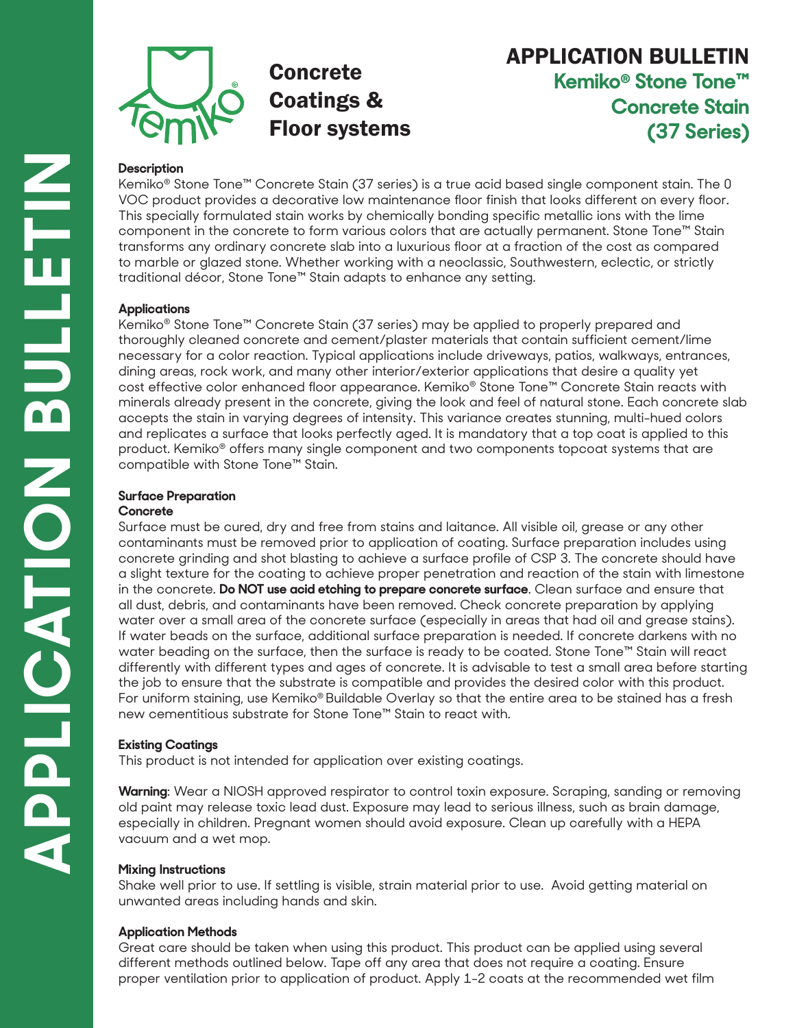# APPLICATION BULLETIN

Concrete Coatings & Floor systems

## APPLICATION BULLETIN

### Kemiko® Stone Tone™ Concrete Stain (37 Series)

**Description**

Kemiko® Stone Tone™ Concrete Stain (37 series) is a true acid based single component stain. The 0 VOC product provides a decorative low maintenance floor finish that looks different on every floor. This specially formulated stain works by chemically bonding specific metallic ions with the lime component in the concrete to form various colors that are actually permanent. Stone Tone™ Stain transforms any ordinary concrete slab into a luxurious floor at a fraction of the cost as compared to marble or glazed stone. Whether working with a neoclassic, Southwestern, eclectic, or strictly traditional décor, Stone Tone™ Stain adapts to enhance any setting.

**Applications**

Kemiko® Stone Tone™ Concrete Stain (37 series) may be applied to properly prepared and thoroughly cleaned concrete and cement/plaster materials that contain sufficient cement/lime necessary for a color reaction. Typical applications include driveways, patios, walkways, entrances, dining areas, rock work, and many other interior/exterior applications that desire a quality yet cost effective color enhanced floor appearance. Kemiko® Stone Tone™ Concrete Stain reacts with minerals already present in the concrete, giving the look and feel of natural stone. Each concrete slab accepts the stain in varying degrees of intensity. This variance creates stunning, multi-hued colors and replicates a surface that looks perfectly aged. It is mandatory that a top coat is applied to this product. Kemiko® offers many single component and two components topcoat systems that are compatible with Stone Tone™ Stain.

**Surface Preparation**

**Concrete**

Surface must be cured, dry and free from stains and laitance. All visible oil, grease or any other contaminants must be removed prior to application of coating. Surface preparation includes using concrete grinding and shot blasting to achieve a surface profile of CSP 3. The concrete should have a slight texture for the coating to achieve proper penetration and reaction of the stain with limestone in the concrete. **Do NOT use acid etching to prepare concrete surface**. Clean surface and ensure that all dust, debris, and contaminants have been removed. Check concrete preparation by applying water over a small area of the concrete surface (especially in areas that had oil and grease stains). If water beads on the surface, additional surface preparation is needed. If concrete darkens with no water beading on the surface, then the surface is ready to be coated. Stone Tone™ Stain will react differently with different types and ages of concrete. It is advisable to test a small area before starting the job to ensure that the substrate is compatible and provides the desired color with this product. For uniform staining, use Kemiko® Buildable Overlay so that the entire area to be stained has a fresh new cementitious substrate for Stone Tone™ Stain to react with.

**Existing Coatings**

This product is not intended for application over existing coatings.

**Warning**: Wear a NIOSH approved respirator to control toxin exposure. Scraping, sanding or removing old paint may release toxic lead dust. Exposure may lead to serious illness, such as brain damage, especially in children. Pregnant women should avoid exposure. Clean up carefully with a HEPA vacuum and a wet mop.

**Mixing Instructions**

Shake well prior to use. If settling is visible, strain material prior to use. Avoid getting material on unwanted areas including hands and skin.

**Application Methods**

Great care should be taken when using this product. This product can be applied using several different methods outlined below. Tape off any area that does not require a coating. Ensure proper ventilation prior to application of product. Apply 1-2 coats at the recommended wet film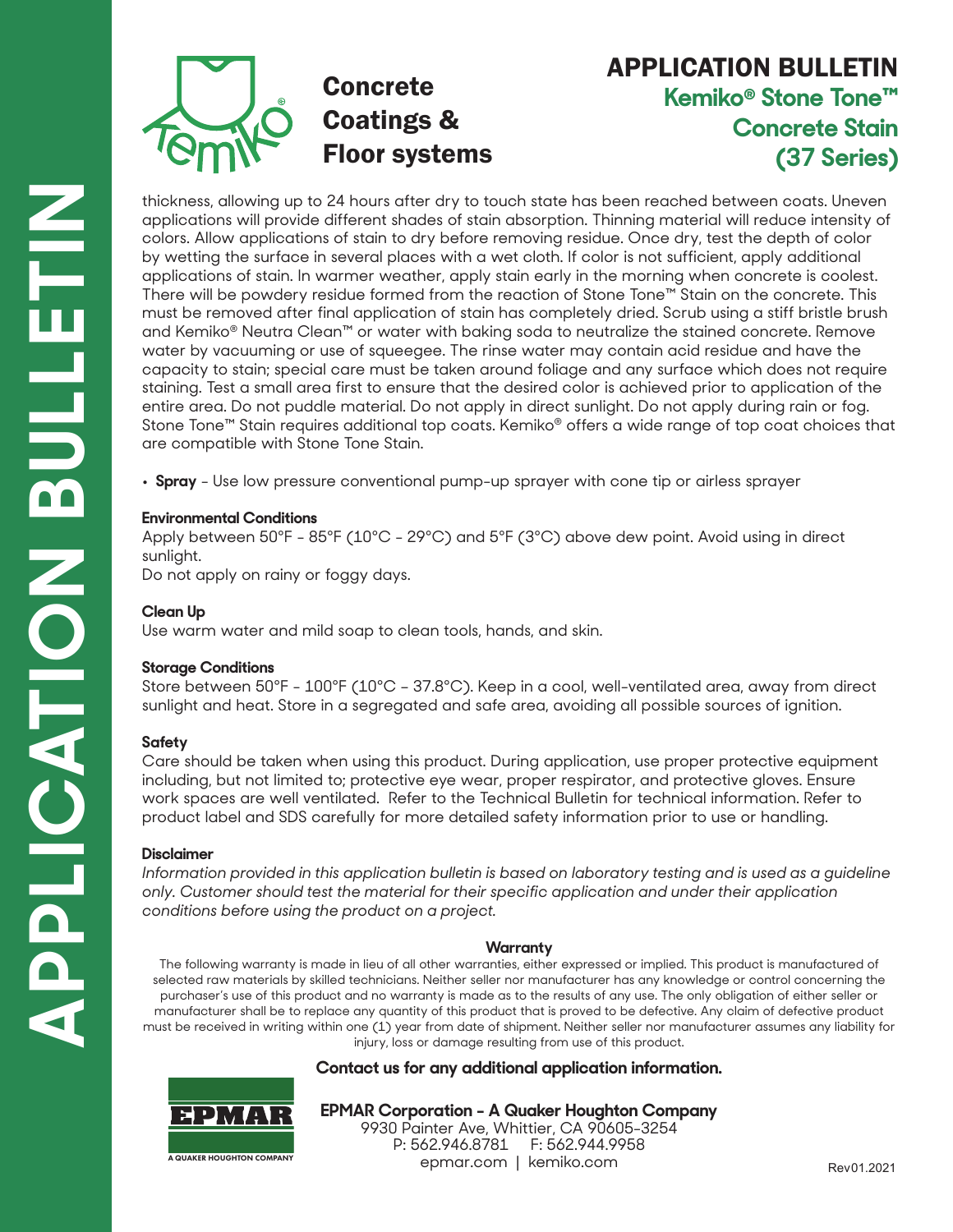thickness, allowing up to 24 hours after dry to touch state has been reached between coats. Uneven applications will provide different shades of stain absorption. Thinning material will reduce intensity of colors. Allow applications of stain to dry before removing residue. Once dry, test the depth of color by wetting the surface in several places with a wet cloth. If color is not sufficient, apply additional applications of stain. In warmer weather, apply stain early in the morning when concrete is coolest. There will be powdery residue formed from the reaction of Stone Tone™ Stain on the concrete. This must be removed after final application of stain has completely dried. Scrub using a stiff bristle brush and Kemiko® Neutra Clean™ or water with baking soda to neutralize the stained concrete. Remove water by vacuuming or use of squeegee. The rinse water may contain acid residue and have the capacity to stain; special care must be taken around foliage and any surface which does not require staining. Test a small area first to ensure that the desired color is achieved prior to application of the entire area. Do not puddle material. Do not apply in direct sunlight. Do not apply during rain or fog. Stone Tone™ Stain requires additional top coats. Kemiko® offers a wide range of top coat choices that are compatible with Stone Tone Stain.

- **Spray** - Use low pressure conventional pump-up sprayer with cone tip or airless sprayer

**Environmental Conditions**

Apply between 50°F - 85°F (10°C - 29°C) and 5°F (3°C) above dew point. Avoid using in direct sunlight.
Do not apply on rainy or foggy days.

**Clean Up**

Use warm water and mild soap to clean tools, hands, and skin.

**Storage Conditions**

Store between 50°F - 100°F (10°C – 37.8°C). Keep in a cool, well-ventilated area, away from direct sunlight and heat. Store in a segregated and safe area, avoiding all possible sources of ignition.

**Safety**

Care should be taken when using this product. During application, use proper protective equipment including, but not limited to; protective eye wear, proper respirator, and protective gloves. Ensure work spaces are well ventilated. Refer to the Technical Bulletin for technical information. Refer to product label and SDS carefully for more detailed safety information prior to use or handling.

**Disclaimer**

*Information provided in this application bulletin is based on laboratory testing and is used as a guideline only. Customer should test the material for their specific application and under their application conditions before using the product on a project.*

**Warranty**

The following warranty is made in lieu of all other warranties, either expressed or implied. This product is manufactured of selected raw materials by skilled technicians. Neither seller nor manufacturer has any knowledge or control concerning the purchaser's use of this product and no warranty is made as to the results of any use. The only obligation of either seller or manufacturer shall be to replace any quantity of this product that is proved to be defective. Any claim of defective product must be received in writing within one (1) year from date of shipment. Neither seller nor manufacturer assumes any liability for injury, loss or damage resulting from use of this product.

**Contact us for any additional application information.**

**EPMAR Corporation - A Quaker Houghton Company**
9930 Painter Ave, Whittier, CA 90605-3254
P: 562.946.8781 F: 562.944.9958
epmar.com | kemiko.com

Rev01.2021